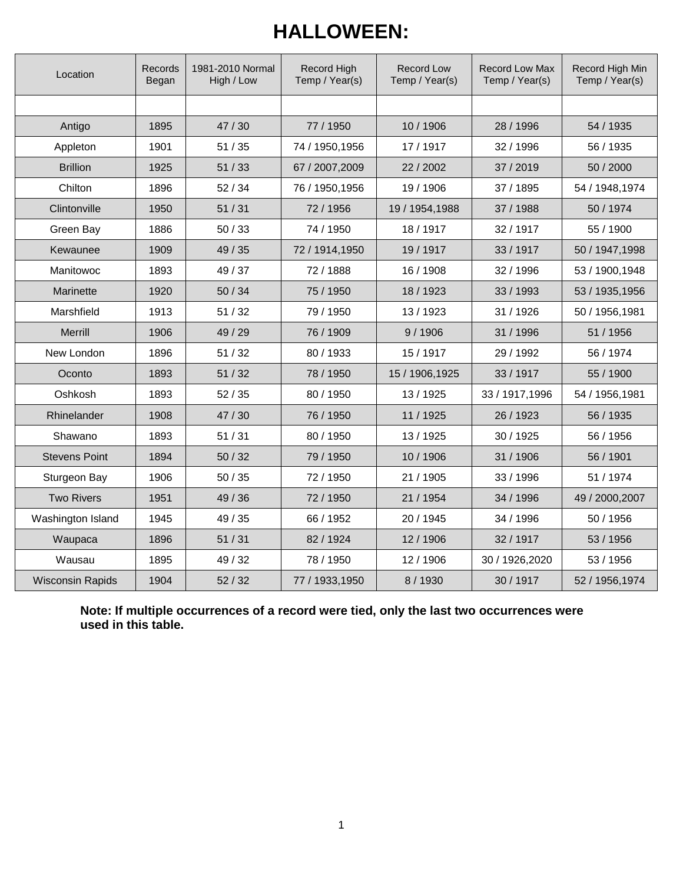# HALLOWEEN:

| Location | Records Began | 1981-2010 Normal High / Low | Record High Temp / Year(s) | Record Low Temp / Year(s) | Record Low Max Temp / Year(s) | Record High Min Temp / Year(s) |
|---|---|---|---|---|---|---|
| | | | | | | |
| Antigo | 1895 | 47 / 30 | 77 / 1950 | 10 / 1906 | 28 / 1996 | 54 / 1935 |
| Appleton | 1901 | 51 / 35 | 74 / 1950,1956 | 17 / 1917 | 32 / 1996 | 56 / 1935 |
| Brillion | 1925 | 51 / 33 | 67 / 2007,2009 | 22 / 2002 | 37 / 2019 | 50 / 2000 |
| Chilton | 1896 | 52 / 34 | 76 / 1950,1956 | 19 / 1906 | 37 / 1895 | 54 / 1948,1974 |
| Clintonville | 1950 | 51 / 31 | 72 / 1956 | 19 / 1954,1988 | 37 / 1988 | 50 / 1974 |
| Green Bay | 1886 | 50 / 33 | 74 / 1950 | 18 / 1917 | 32 / 1917 | 55 / 1900 |
| Kewaunee | 1909 | 49 / 35 | 72 / 1914,1950 | 19 / 1917 | 33 / 1917 | 50 / 1947,1998 |
| Manitowoc | 1893 | 49 / 37 | 72 / 1888 | 16 / 1908 | 32 / 1996 | 53 / 1900,1948 |
| Marinette | 1920 | 50 / 34 | 75 / 1950 | 18 / 1923 | 33 / 1993 | 53 / 1935,1956 |
| Marshfield | 1913 | 51 / 32 | 79 / 1950 | 13 / 1923 | 31 / 1926 | 50 / 1956,1981 |
| Merrill | 1906 | 49 / 29 | 76 / 1909 | 9 / 1906 | 31 / 1996 | 51 / 1956 |
| New London | 1896 | 51 / 32 | 80 / 1933 | 15 / 1917 | 29 / 1992 | 56 / 1974 |
| Oconto | 1893 | 51 / 32 | 78 / 1950 | 15 / 1906,1925 | 33 / 1917 | 55 / 1900 |
| Oshkosh | 1893 | 52 / 35 | 80 / 1950 | 13 / 1925 | 33 / 1917,1996 | 54 / 1956,1981 |
| Rhinelander | 1908 | 47 / 30 | 76 / 1950 | 11 / 1925 | 26 / 1923 | 56 / 1935 |
| Shawano | 1893 | 51 / 31 | 80 / 1950 | 13 / 1925 | 30 / 1925 | 56 / 1956 |
| Stevens Point | 1894 | 50 / 32 | 79 / 1950 | 10 / 1906 | 31 / 1906 | 56 / 1901 |
| Sturgeon Bay | 1906 | 50 / 35 | 72 / 1950 | 21 / 1905 | 33 / 1996 | 51 / 1974 |
| Two Rivers | 1951 | 49 / 36 | 72 / 1950 | 21 / 1954 | 34 / 1996 | 49 / 2000,2007 |
| Washington Island | 1945 | 49 / 35 | 66 / 1952 | 20 / 1945 | 34 / 1996 | 50 / 1956 |
| Waupaca | 1896 | 51 / 31 | 82 / 1924 | 12 / 1906 | 32 / 1917 | 53 / 1956 |
| Wausau | 1895 | 49 / 32 | 78 / 1950 | 12 / 1906 | 30 / 1926,2020 | 53 / 1956 |
| Wisconsin Rapids | 1904 | 52 / 32 | 77 / 1933,1950 | 8 / 1930 | 30 / 1917 | 52 / 1956,1974 |

**Note: If multiple occurrences of a record were tied, only the last two occurrences were used in this table.**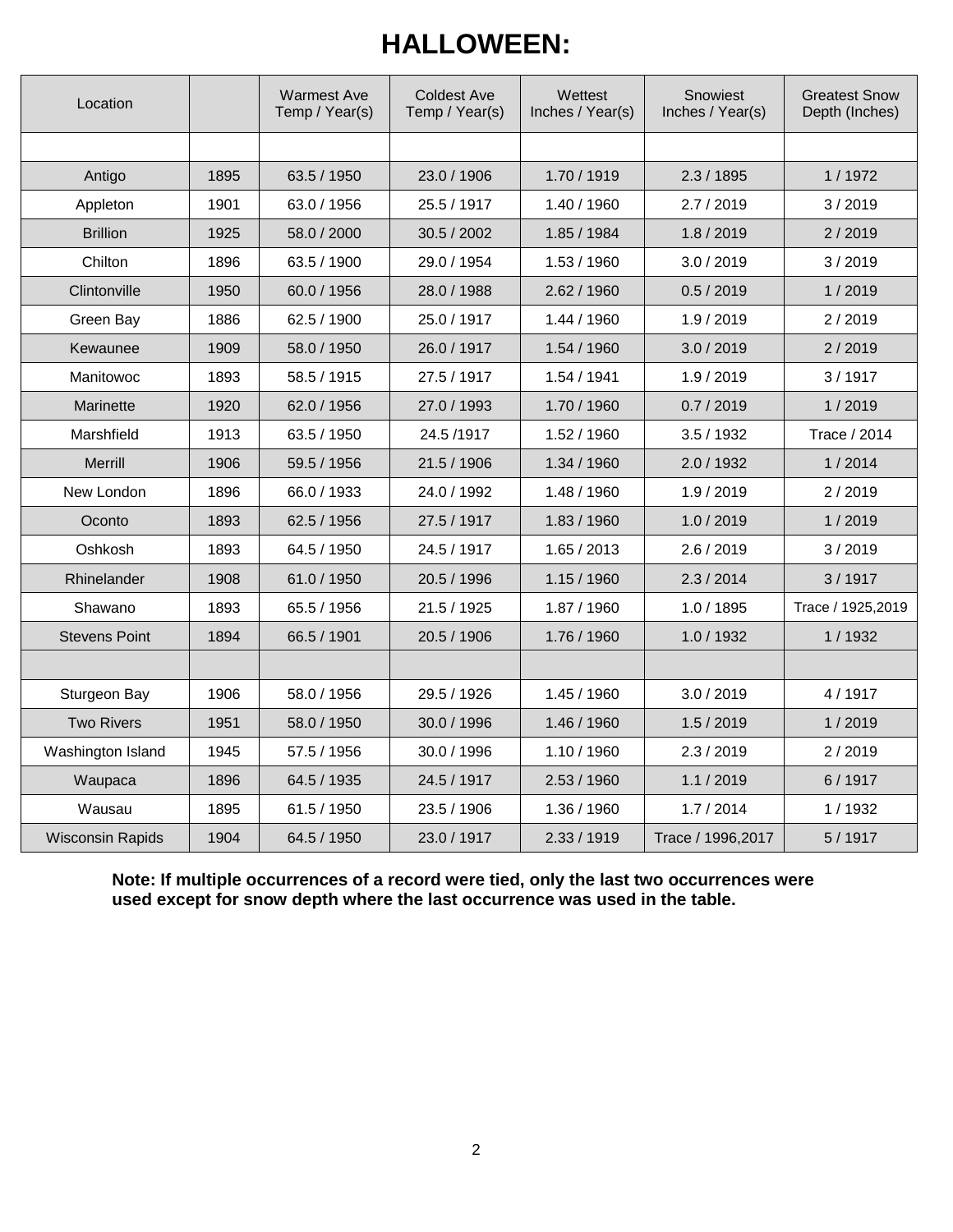# HALLOWEEN:

| Location | | Warmest Ave Temp / Year(s) | Coldest Ave Temp / Year(s) | Wettest Inches / Year(s) | Snowiest Inches / Year(s) | Greatest Snow Depth (Inches) |
|---|---|---|---|---|---|---|
| | | | | | | |
| Antigo | 1895 | 63.5 / 1950 | 23.0 / 1906 | 1.70 / 1919 | 2.3 / 1895 | 1 / 1972 |
| Appleton | 1901 | 63.0 / 1956 | 25.5 / 1917 | 1.40 / 1960 | 2.7 / 2019 | 3 / 2019 |
| Brillion | 1925 | 58.0 / 2000 | 30.5 / 2002 | 1.85 / 1984 | 1.8 / 2019 | 2 / 2019 |
| Chilton | 1896 | 63.5 / 1900 | 29.0 / 1954 | 1.53 / 1960 | 3.0 / 2019 | 3 / 2019 |
| Clintonville | 1950 | 60.0 / 1956 | 28.0 / 1988 | 2.62 / 1960 | 0.5 / 2019 | 1 / 2019 |
| Green Bay | 1886 | 62.5 / 1900 | 25.0 / 1917 | 1.44 / 1960 | 1.9 / 2019 | 2 / 2019 |
| Kewaunee | 1909 | 58.0 / 1950 | 26.0 / 1917 | 1.54 / 1960 | 3.0 / 2019 | 2 / 2019 |
| Manitowoc | 1893 | 58.5 / 1915 | 27.5 / 1917 | 1.54 / 1941 | 1.9 / 2019 | 3 / 1917 |
| Marinette | 1920 | 62.0 / 1956 | 27.0 / 1993 | 1.70 / 1960 | 0.7 / 2019 | 1 / 2019 |
| Marshfield | 1913 | 63.5 / 1950 | 24.5 /1917 | 1.52 / 1960 | 3.5 / 1932 | Trace / 2014 |
| Merrill | 1906 | 59.5 / 1956 | 21.5 / 1906 | 1.34 / 1960 | 2.0 / 1932 | 1 / 2014 |
| New London | 1896 | 66.0 / 1933 | 24.0 / 1992 | 1.48 / 1960 | 1.9 / 2019 | 2 / 2019 |
| Oconto | 1893 | 62.5 / 1956 | 27.5 / 1917 | 1.83 / 1960 | 1.0 / 2019 | 1 / 2019 |
| Oshkosh | 1893 | 64.5 / 1950 | 24.5 / 1917 | 1.65 / 2013 | 2.6 / 2019 | 3 / 2019 |
| Rhinelander | 1908 | 61.0 / 1950 | 20.5 / 1996 | 1.15 / 1960 | 2.3 / 2014 | 3 / 1917 |
| Shawano | 1893 | 65.5 / 1956 | 21.5 / 1925 | 1.87 / 1960 | 1.0 / 1895 | Trace / 1925,2019 |
| Stevens Point | 1894 | 66.5 / 1901 | 20.5 / 1906 | 1.76 / 1960 | 1.0 / 1932 | 1 / 1932 |
| | | | | | | |
| Sturgeon Bay | 1906 | 58.0 / 1956 | 29.5 / 1926 | 1.45 / 1960 | 3.0 / 2019 | 4 / 1917 |
| Two Rivers | 1951 | 58.0 / 1950 | 30.0 / 1996 | 1.46 / 1960 | 1.5 / 2019 | 1 / 2019 |
| Washington Island | 1945 | 57.5 / 1956 | 30.0 / 1996 | 1.10 / 1960 | 2.3 / 2019 | 2 / 2019 |
| Waupaca | 1896 | 64.5 / 1935 | 24.5 / 1917 | 2.53 / 1960 | 1.1 / 2019 | 6 / 1917 |
| Wausau | 1895 | 61.5 / 1950 | 23.5 / 1906 | 1.36 / 1960 | 1.7 / 2014 | 1 / 1932 |
| Wisconsin Rapids | 1904 | 64.5 / 1950 | 23.0 / 1917 | 2.33 / 1919 | Trace / 1996,2017 | 5 / 1917 |

**Note: If multiple occurrences of a record were tied, only the last two occurrences were used except for snow depth where the last occurrence was used in the table.**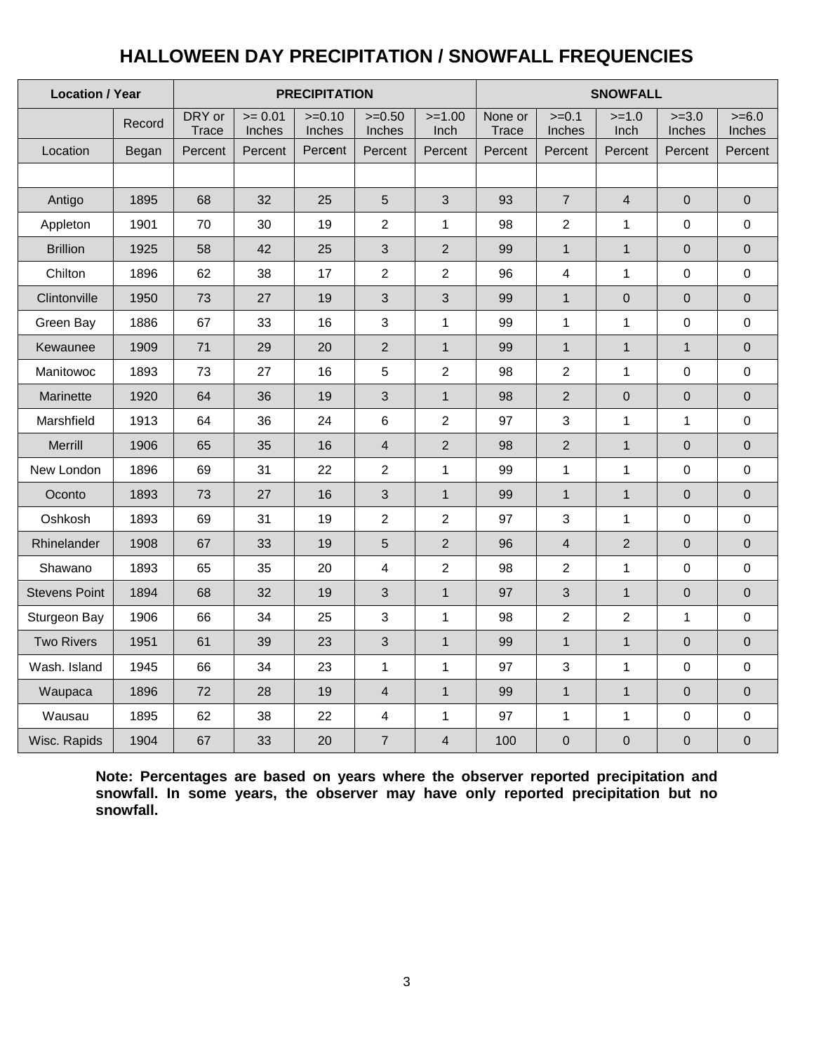# HALLOWEEN DAY PRECIPITATION / SNOWFALL FREQUENCIES

| Location / Year | | PRECIPITATION | | | | | SNOWFALL | | | | |
|---|---|---|---|---|---|---|---|---|---|---|---|
| | Record | DRY or Trace | >= 0.01 Inches | >=0.10 Inches | >=0.50 Inches | >=1.00 Inch | None or Trace | >=0.1 Inches | >=1.0 Inch | >=3.0 Inches | >=6.0 Inches |
| Location | Began | Percent | Percent | Percent | Percent | Percent | Percent | Percent | Percent | Percent | Percent |
| | | | | | | | | | | | |
| Antigo | 1895 | 68 | 32 | 25 | 5 | 3 | 93 | 7 | 4 | 0 | 0 |
| Appleton | 1901 | 70 | 30 | 19 | 2 | 1 | 98 | 2 | 1 | 0 | 0 |
| Brillion | 1925 | 58 | 42 | 25 | 3 | 2 | 99 | 1 | 1 | 0 | 0 |
| Chilton | 1896 | 62 | 38 | 17 | 2 | 2 | 96 | 4 | 1 | 0 | 0 |
| Clintonville | 1950 | 73 | 27 | 19 | 3 | 3 | 99 | 1 | 0 | 0 | 0 |
| Green Bay | 1886 | 67 | 33 | 16 | 3 | 1 | 99 | 1 | 1 | 0 | 0 |
| Kewaunee | 1909 | 71 | 29 | 20 | 2 | 1 | 99 | 1 | 1 | 1 | 0 |
| Manitowoc | 1893 | 73 | 27 | 16 | 5 | 2 | 98 | 2 | 1 | 0 | 0 |
| Marinette | 1920 | 64 | 36 | 19 | 3 | 1 | 98 | 2 | 0 | 0 | 0 |
| Marshfield | 1913 | 64 | 36 | 24 | 6 | 2 | 97 | 3 | 1 | 1 | 0 |
| Merrill | 1906 | 65 | 35 | 16 | 4 | 2 | 98 | 2 | 1 | 0 | 0 |
| New London | 1896 | 69 | 31 | 22 | 2 | 1 | 99 | 1 | 1 | 0 | 0 |
| Oconto | 1893 | 73 | 27 | 16 | 3 | 1 | 99 | 1 | 1 | 0 | 0 |
| Oshkosh | 1893 | 69 | 31 | 19 | 2 | 2 | 97 | 3 | 1 | 0 | 0 |
| Rhinelander | 1908 | 67 | 33 | 19 | 5 | 2 | 96 | 4 | 2 | 0 | 0 |
| Shawano | 1893 | 65 | 35 | 20 | 4 | 2 | 98 | 2 | 1 | 0 | 0 |
| Stevens Point | 1894 | 68 | 32 | 19 | 3 | 1 | 97 | 3 | 1 | 0 | 0 |
| Sturgeon Bay | 1906 | 66 | 34 | 25 | 3 | 1 | 98 | 2 | 2 | 1 | 0 |
| Two Rivers | 1951 | 61 | 39 | 23 | 3 | 1 | 99 | 1 | 1 | 0 | 0 |
| Wash. Island | 1945 | 66 | 34 | 23 | 1 | 1 | 97 | 3 | 1 | 0 | 0 |
| Waupaca | 1896 | 72 | 28 | 19 | 4 | 1 | 99 | 1 | 1 | 0 | 0 |
| Wausau | 1895 | 62 | 38 | 22 | 4 | 1 | 97 | 1 | 1 | 0 | 0 |
| Wisc. Rapids | 1904 | 67 | 33 | 20 | 7 | 4 | 100 | 0 | 0 | 0 | 0 |

**Note: Percentages are based on years where the observer reported precipitation and snowfall. In some years, the observer may have only reported precipitation but no snowfall.**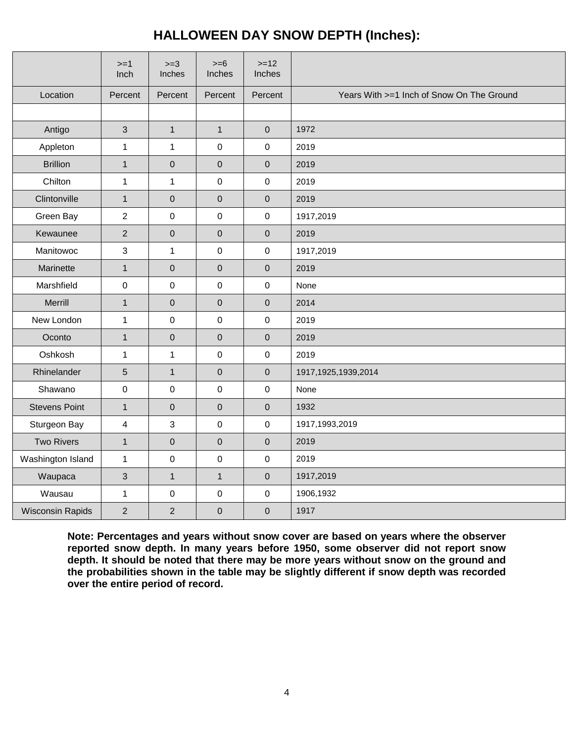## HALLOWEEN DAY SNOW DEPTH (Inches):

| | >=1 Inch | >=3 Inches | >=6 Inches | >=12 Inches | |
|---|---|---|---|---|---|
| Location | Percent | Percent | Percent | Percent | Years With >=1 Inch of Snow On The Ground |
| | | | | | |
| Antigo | 3 | 1 | 1 | 0 | 1972 |
| Appleton | 1 | 1 | 0 | 0 | 2019 |
| Brillion | 1 | 0 | 0 | 0 | 2019 |
| Chilton | 1 | 1 | 0 | 0 | 2019 |
| Clintonville | 1 | 0 | 0 | 0 | 2019 |
| Green Bay | 2 | 0 | 0 | 0 | 1917,2019 |
| Kewaunee | 2 | 0 | 0 | 0 | 2019 |
| Manitowoc | 3 | 1 | 0 | 0 | 1917,2019 |
| Marinette | 1 | 0 | 0 | 0 | 2019 |
| Marshfield | 0 | 0 | 0 | 0 | None |
| Merrill | 1 | 0 | 0 | 0 | 2014 |
| New London | 1 | 0 | 0 | 0 | 2019 |
| Oconto | 1 | 0 | 0 | 0 | 2019 |
| Oshkosh | 1 | 1 | 0 | 0 | 2019 |
| Rhinelander | 5 | 1 | 0 | 0 | 1917,1925,1939,2014 |
| Shawano | 0 | 0 | 0 | 0 | None |
| Stevens Point | 1 | 0 | 0 | 0 | 1932 |
| Sturgeon Bay | 4 | 3 | 0 | 0 | 1917,1993,2019 |
| Two Rivers | 1 | 0 | 0 | 0 | 2019 |
| Washington Island | 1 | 0 | 0 | 0 | 2019 |
| Waupaca | 3 | 1 | 1 | 0 | 1917,2019 |
| Wausau | 1 | 0 | 0 | 0 | 1906,1932 |
| Wisconsin Rapids | 2 | 2 | 0 | 0 | 1917 |

**Note: Percentages and years without snow cover are based on years where the observer reported snow depth. In many years before 1950, some observer did not report snow depth. It should be noted that there may be more years without snow on the ground and the probabilities shown in the table may be slightly different if snow depth was recorded over the entire period of record.**